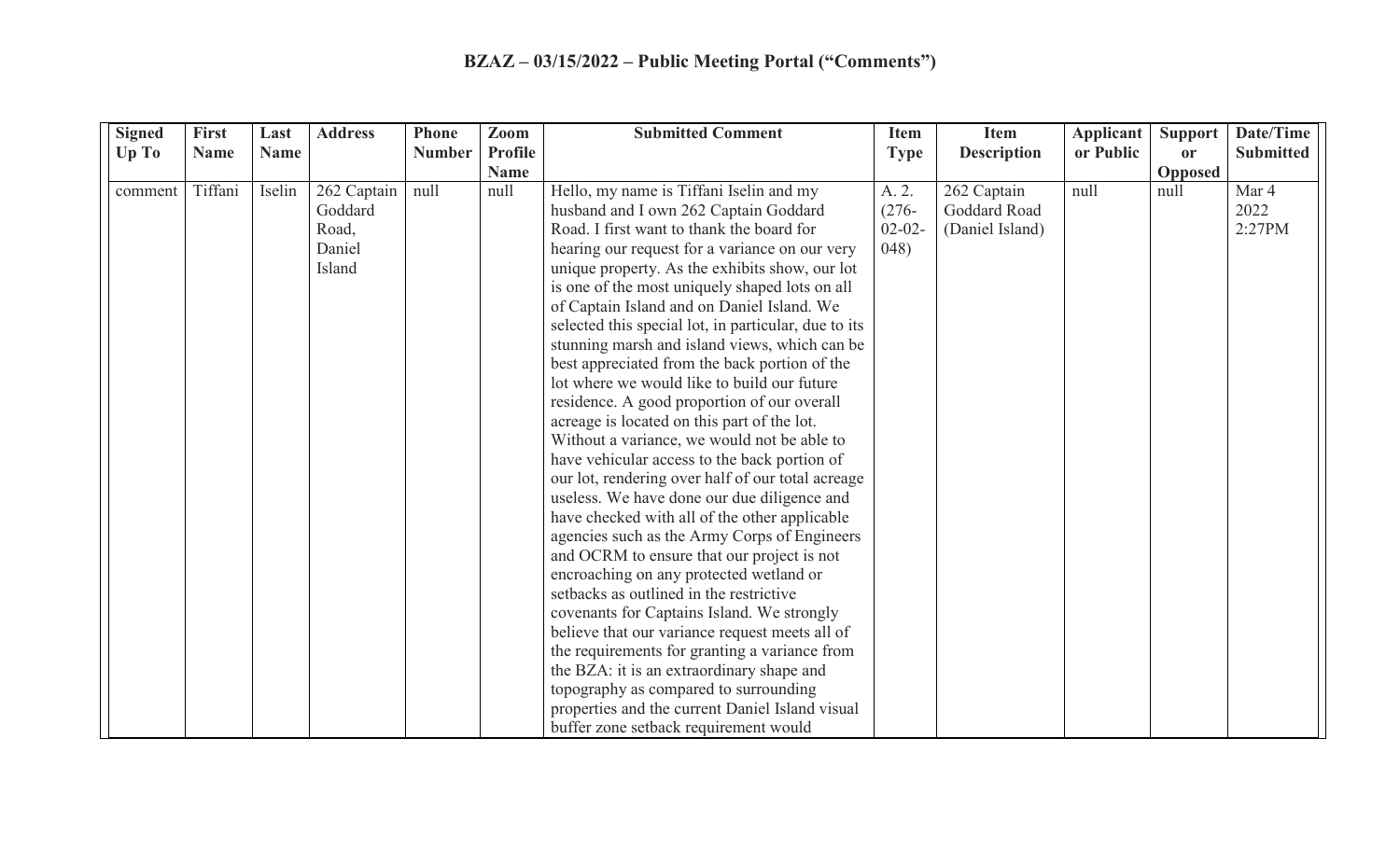# BZAZ – 03/15/2022 – Public Meeting Portal ("Comments")

| Signed Up To | First Name | Last Name | Address | Phone Number | Zoom Profile Name | Submitted Comment | Item Type | Item Description | Applicant or Public | Support or Opposed | Date/Time Submitted |
|---|---|---|---|---|---|---|---|---|---|---|---|
| comment | Tiffani | Iselin | 262 Captain Goddard Road, Daniel Island | null | null | Hello, my name is Tiffani Iselin and my husband and I own 262 Captain Goddard Road. I first want to thank the board for hearing our request for a variance on our very unique property. As the exhibits show, our lot is one of the most uniquely shaped lots on all of Captain Island and on Daniel Island. We selected this special lot, in particular, due to its stunning marsh and island views, which can be best appreciated from the back portion of the lot where we would like to build our future residence. A good proportion of our overall acreage is located on this part of the lot. Without a variance, we would not be able to have vehicular access to the back portion of our lot, rendering over half of our total acreage useless. We have done our due diligence and have checked with all of the other applicable agencies such as the Army Corps of Engineers and OCRM to ensure that our project is not encroaching on any protected wetland or setbacks as outlined in the restrictive covenants for Captains Island. We strongly believe that our variance request meets all of the requirements for granting a variance from the BZA: it is an extraordinary shape and topography as compared to surrounding properties and the current Daniel Island visual buffer zone setback requirement would | A. 2. (276-02-02-048) | 262 Captain Goddard Road (Daniel Island) | null | null | Mar 4 2022 2:27PM |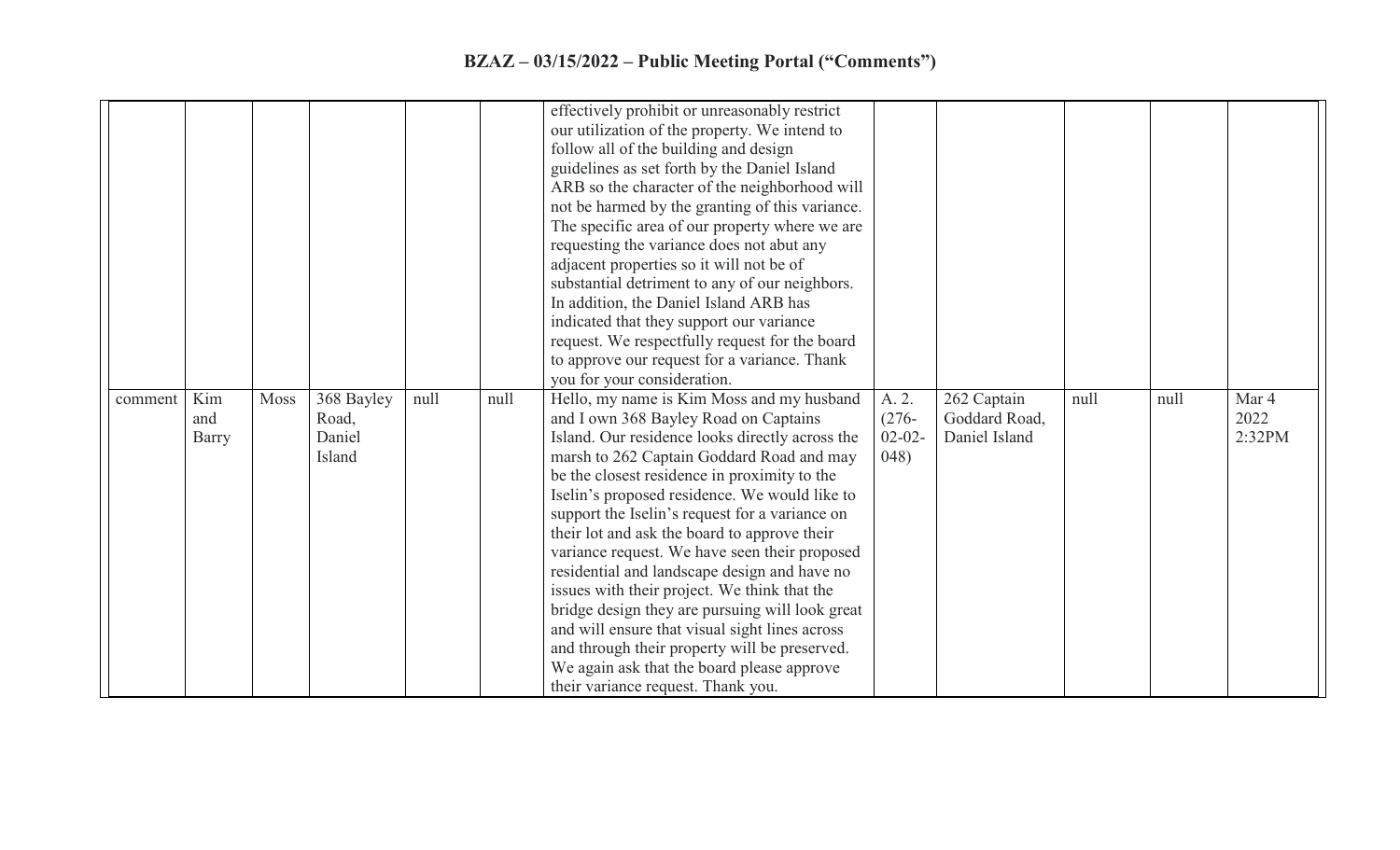## BZAZ – 03/15/2022 – Public Meeting Portal ("Comments")

| | | | | | | | | | | | |
|---|---|---|---|---|---|---|---|---|---|---|---|
| | | | | | | effectively prohibit or unreasonably restrict our utilization of the property. We intend to follow all of the building and design guidelines as set forth by the Daniel Island ARB so the character of the neighborhood will not be harmed by the granting of this variance. The specific area of our property where we are requesting the variance does not abut any adjacent properties so it will not be of substantial detriment to any of our neighbors. In addition, the Daniel Island ARB has indicated that they support our variance request. We respectfully request for the board to approve our request for a variance. Thank you for your consideration. | | | | | |
| comment | Kim and Barry | Moss | 368 Bayley Road, Daniel Island | null | null | Hello, my name is Kim Moss and my husband and I own 368 Bayley Road on Captains Island. Our residence looks directly across the marsh to 262 Captain Goddard Road and may be the closest residence in proximity to the Iselin's proposed residence. We would like to support the Iselin's request for a variance on their lot and ask the board to approve their variance request. We have seen their proposed residential and landscape design and have no issues with their project. We think that the bridge design they are pursuing will look great and will ensure that visual sight lines across and through their property will be preserved. We again ask that the board please approve their variance request. Thank you. | A. 2. (276-02-02-048) | 262 Captain Goddard Road, Daniel Island | null | null | Mar 4 2022 2:32PM |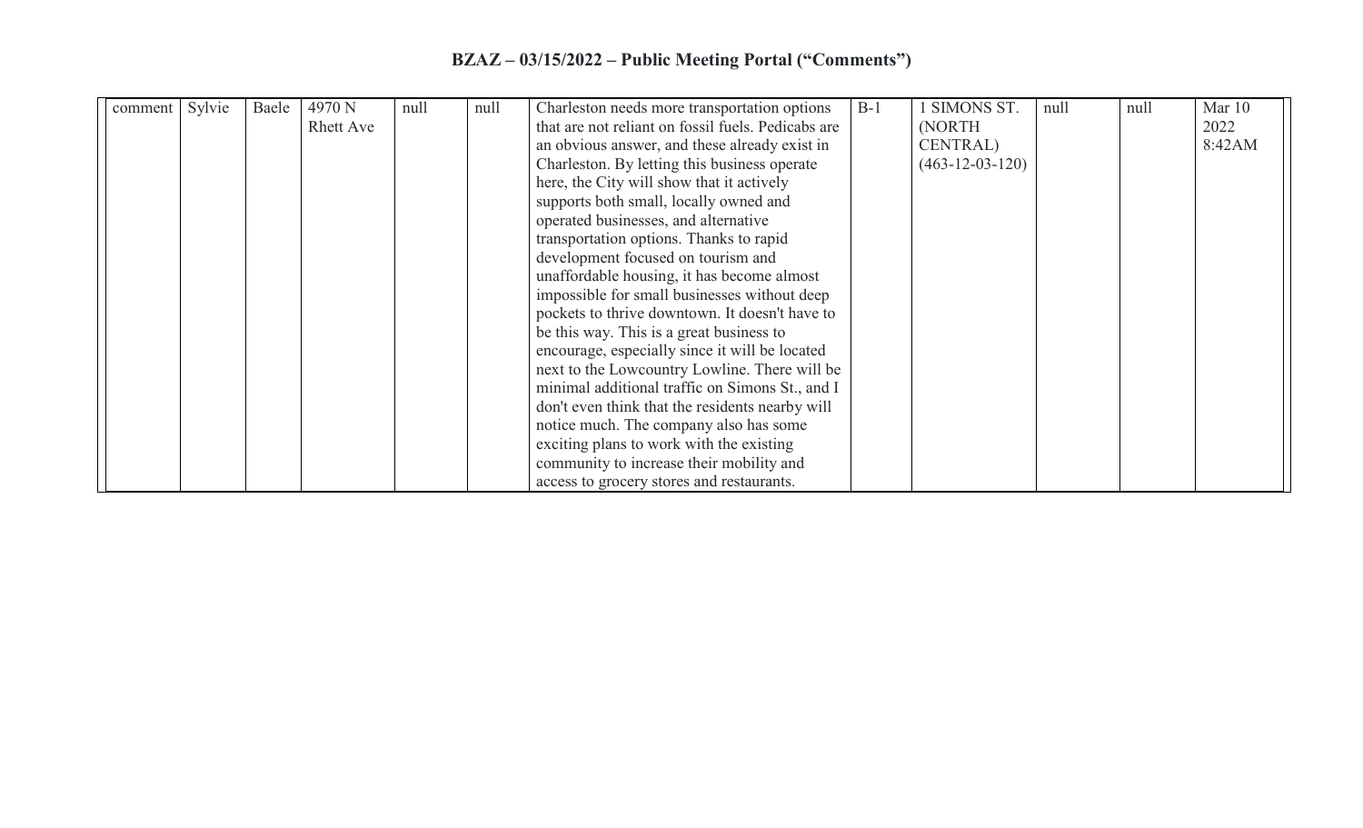**BZAZ – 03/15/2022 – Public Meeting Portal ("Comments")**

| | | | | | | | | | | | |
|---|---|---|---|---|---|---|---|---|---|---|---|
| comment | Sylvie | Baele | 4970 N Rhett Ave | null | null | Charleston needs more transportation options that are not reliant on fossil fuels. Pedicabs are an obvious answer, and these already exist in Charleston. By letting this business operate here, the City will show that it actively supports both small, locally owned and operated businesses, and alternative transportation options. Thanks to rapid development focused on tourism and unaffordable housing, it has become almost impossible for small businesses without deep pockets to thrive downtown. It doesn't have to be this way. This is a great business to encourage, especially since it will be located next to the Lowcountry Lowline. There will be minimal additional traffic on Simons St., and I don't even think that the residents nearby will notice much. The company also has some exciting plans to work with the existing community to increase their mobility and access to grocery stores and restaurants. | B-1 | 1 SIMONS ST. (NORTH CENTRAL) (463-12-03-120) | null | null | Mar 10 2022 8:42AM |